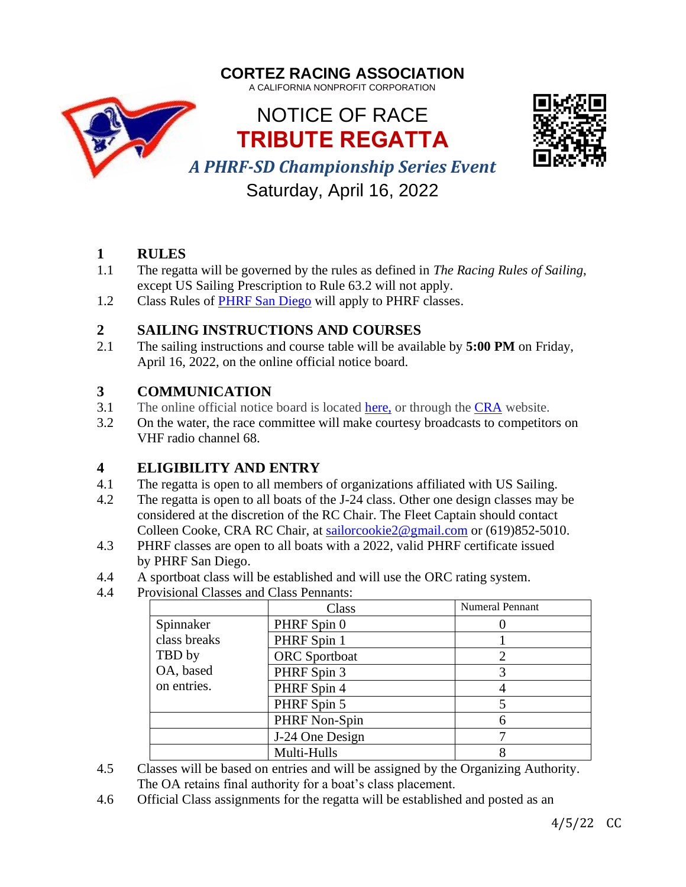# CORTEZ RACING ASSOCIATION

A CALIFORNIA NONPROFIT CORPORATION

# NOTICE OF RACE
# TRIBUTE REGATTA

***A PHRF-SD Championship Series Event***

Saturday, April 16, 2022

## 1 RULES

1.1 The regatta will be governed by the rules as defined in *The Racing Rules of Sailing*, except US Sailing Prescription to Rule 63.2 will not apply.

1.2 Class Rules of PHRF San Diego will apply to PHRF classes.

## 2 SAILING INSTRUCTIONS AND COURSES

2.1 The sailing instructions and course table will be available by **5:00 PM** on Friday, April 16, 2022, on the online official notice board.

## 3 COMMUNICATION

3.1 The online official notice board is located here, or through the CRA website.

3.2 On the water, the race committee will make courtesy broadcasts to competitors on VHF radio channel 68.

## 4 ELIGIBILITY AND ENTRY

4.1 The regatta is open to all members of organizations affiliated with US Sailing.

4.2 The regatta is open to all boats of the J-24 class. Other one design classes may be considered at the discretion of the RC Chair. The Fleet Captain should contact Colleen Cooke, CRA RC Chair, at sailorcookie2@gmail.com or (619)852-5010.

4.3 PHRF classes are open to all boats with a 2022, valid PHRF certificate issued by PHRF San Diego.

4.4 A sportboat class will be established and will use the ORC rating system.

4.4 Provisional Classes and Class Pennants:

| | Class | Numeral Pennant |
|---|---|---|
| Spinnaker class breaks TBD by OA, based on entries. | PHRF Spin 0 | 0 |
| | PHRF Spin 1 | 1 |
| | ORC Sportboat | 2 |
| | PHRF Spin 3 | 3 |
| | PHRF Spin 4 | 4 |
| | PHRF Spin 5 | 5 |
| | PHRF Non-Spin | 6 |
| | J-24 One Design | 7 |
| | Multi-Hulls | 8 |

4.5 Classes will be based on entries and will be assigned by the Organizing Authority. The OA retains final authority for a boat's class placement.

4.6 Official Class assignments for the regatta will be established and posted as an

4/5/22 CC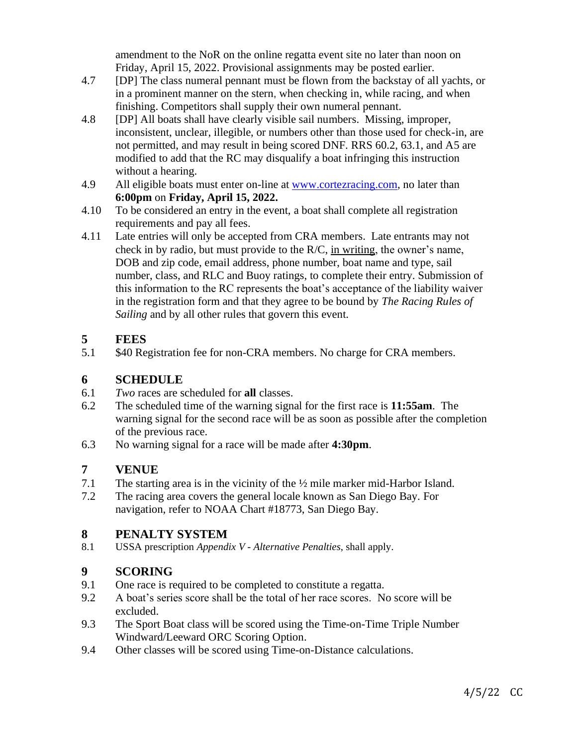amendment to the NoR on the online regatta event site no later than noon on Friday, April 15, 2022. Provisional assignments may be posted earlier.

4.7 [DP] The class numeral pennant must be flown from the backstay of all yachts, or in a prominent manner on the stern, when checking in, while racing, and when finishing. Competitors shall supply their own numeral pennant.

4.8 [DP] All boats shall have clearly visible sail numbers. Missing, improper, inconsistent, unclear, illegible, or numbers other than those used for check-in, are not permitted, and may result in being scored DNF. RRS 60.2, 63.1, and A5 are modified to add that the RC may disqualify a boat infringing this instruction without a hearing.

4.9 All eligible boats must enter on-line at [www.cortezracing.com](http://www.cortezracing.com), no later than **6:00pm** on **Friday, April 15, 2022.**

4.10 To be considered an entry in the event, a boat shall complete all registration requirements and pay all fees.

4.11 Late entries will only be accepted from CRA members. Late entrants may not check in by radio, but must provide to the R/C, <u>in writing</u>, the owner's name, DOB and zip code, email address, phone number, boat name and type, sail number, class, and RLC and Buoy ratings, to complete their entry. Submission of this information to the RC represents the boat's acceptance of the liability waiver in the registration form and that they agree to be bound by *The Racing Rules of Sailing* and by all other rules that govern this event.

## 5 FEES

5.1 $40 Registration fee for non-CRA members. No charge for CRA members.

## 6 SCHEDULE

6.1 *Two* races are scheduled for **all** classes.

6.2 The scheduled time of the warning signal for the first race is **11:55am**. The warning signal for the second race will be as soon as possible after the completion of the previous race.

6.3 No warning signal for a race will be made after **4:30pm**.

## 7 VENUE

7.1 The starting area is in the vicinity of the ½ mile marker mid-Harbor Island.

7.2 The racing area covers the general locale known as San Diego Bay. For navigation, refer to NOAA Chart #18773, San Diego Bay.

## 8 PENALTY SYSTEM

8.1 USSA prescription *Appendix V - Alternative Penalties*, shall apply.

## 9 SCORING

9.1 One race is required to be completed to constitute a regatta.

9.2 A boat's series score shall be the total of her race scores. No score will be excluded.

9.3 The Sport Boat class will be scored using the Time-on-Time Triple Number Windward/Leeward ORC Scoring Option.

9.4 Other classes will be scored using Time-on-Distance calculations.

4/5/22 CC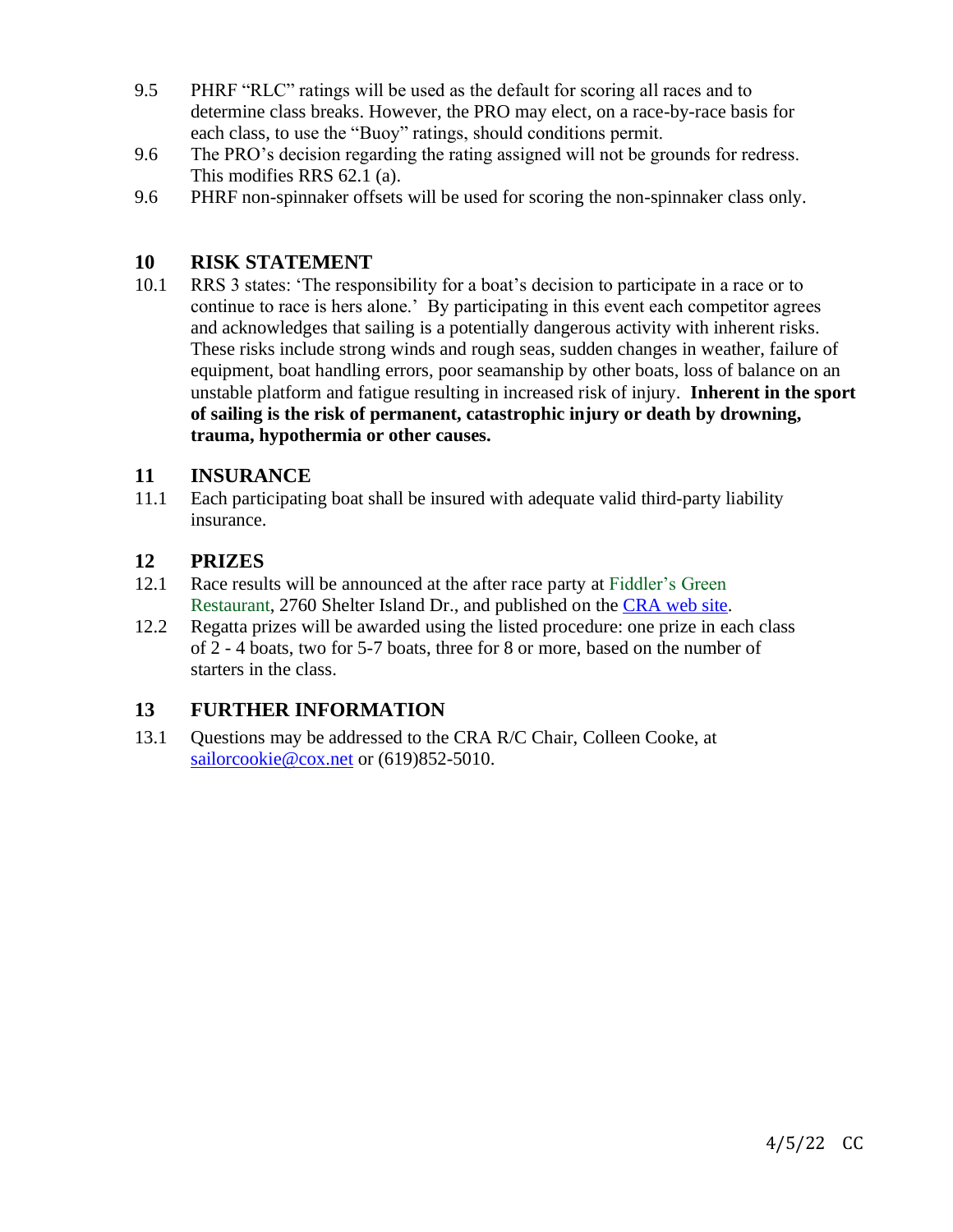9.5 PHRF "RLC" ratings will be used as the default for scoring all races and to determine class breaks. However, the PRO may elect, on a race-by-race basis for each class, to use the "Buoy" ratings, should conditions permit.

9.6 The PRO's decision regarding the rating assigned will not be grounds for redress. This modifies RRS 62.1 (a).

9.6 PHRF non-spinnaker offsets will be used for scoring the non-spinnaker class only.

## 10 RISK STATEMENT

10.1 RRS 3 states: 'The responsibility for a boat's decision to participate in a race or to continue to race is hers alone.' By participating in this event each competitor agrees and acknowledges that sailing is a potentially dangerous activity with inherent risks. These risks include strong winds and rough seas, sudden changes in weather, failure of equipment, boat handling errors, poor seamanship by other boats, loss of balance on an unstable platform and fatigue resulting in increased risk of injury. **Inherent in the sport of sailing is the risk of permanent, catastrophic injury or death by drowning, trauma, hypothermia or other causes.**

## 11 INSURANCE

11.1 Each participating boat shall be insured with adequate valid third-party liability insurance.

## 12 PRIZES

12.1 Race results will be announced at the after race party at Fiddler's Green Restaurant, 2760 Shelter Island Dr., and published on the CRA web site.

12.2 Regatta prizes will be awarded using the listed procedure: one prize in each class of 2 - 4 boats, two for 5-7 boats, three for 8 or more, based on the number of starters in the class.

## 13 FURTHER INFORMATION

13.1 Questions may be addressed to the CRA R/C Chair, Colleen Cooke, at sailorcookie@cox.net or (619)852-5010.

4/5/22 CC